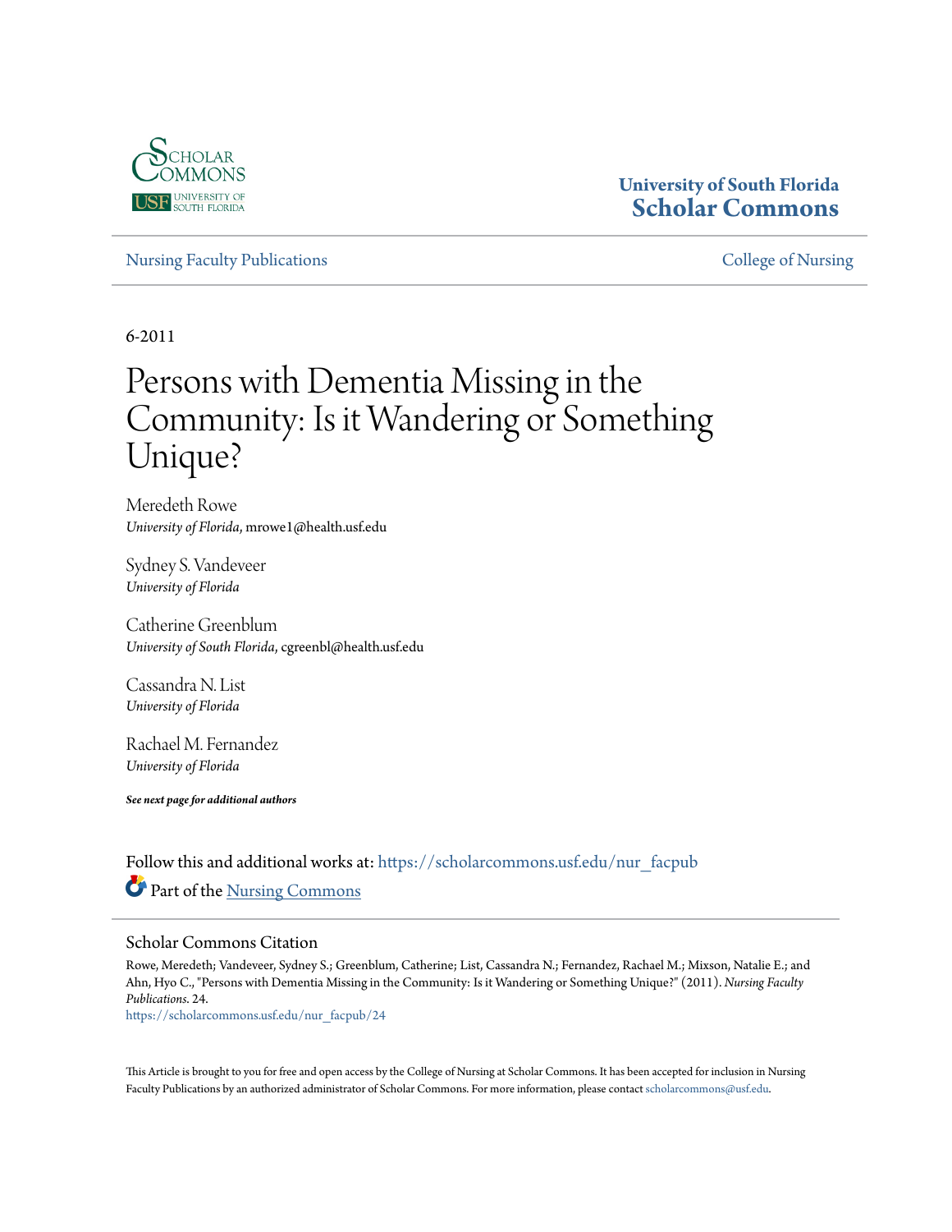University of South Florida
**Scholar Commons**

Nursing Faculty Publications

College of Nursing

6-2011

# Persons with Dementia Missing in the Community: Is it Wandering or Something Unique?

Meredeth Rowe
*University of Florida*, mrowe1@health.usf.edu

Sydney S. Vandeveer
*University of Florida*

Catherine Greenblum
*University of South Florida*, cgreenbl@health.usf.edu

Cassandra N. List
*University of Florida*

Rachael M. Fernandez
*University of Florida*

***See next page for additional authors***

Follow this and additional works at: https://scholarcommons.usf.edu/nur_facpub

Part of the Nursing Commons

## Scholar Commons Citation

Rowe, Meredeth; Vandeveer, Sydney S.; Greenblum, Catherine; List, Cassandra N.; Fernandez, Rachael M.; Mixson, Natalie E.; and Ahn, Hyo C., "Persons with Dementia Missing in the Community: Is it Wandering or Something Unique?" (2011). *Nursing Faculty Publications*. 24.
https://scholarcommons.usf.edu/nur_facpub/24

This Article is brought to you for free and open access by the College of Nursing at Scholar Commons. It has been accepted for inclusion in Nursing Faculty Publications by an authorized administrator of Scholar Commons. For more information, please contact scholarcommons@usf.edu.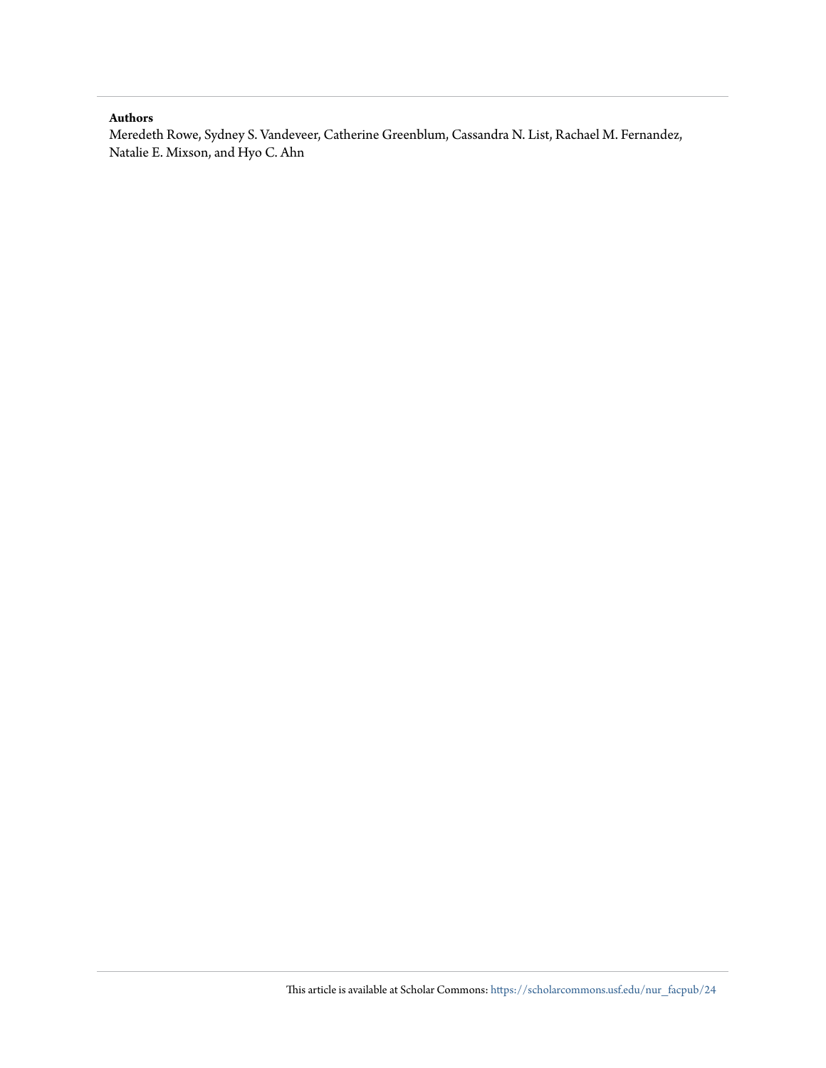**Authors**

Meredeth Rowe, Sydney S. Vandeveer, Catherine Greenblum, Cassandra N. List, Rachael M. Fernandez, Natalie E. Mixson, and Hyo C. Ahn

This article is available at Scholar Commons: https://scholarcommons.usf.edu/nur_facpub/24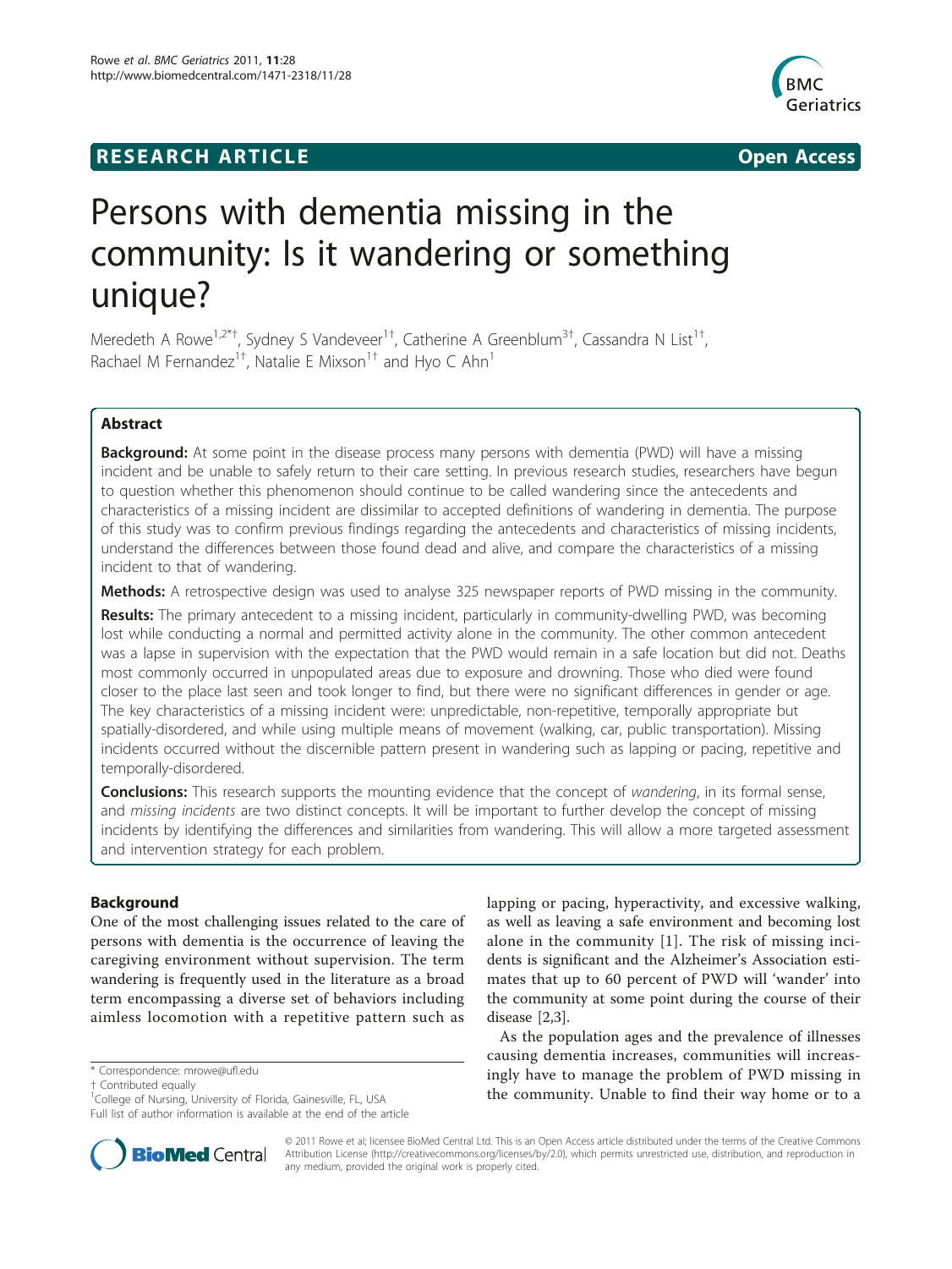# RESEARCH ARTICLE

**Open Access**

# Persons with dementia missing in the community: Is it wandering or something unique?

Meredeth A Rowe[1,2*†], Sydney S Vandeveer[1†], Catherine A Greenblum[3†], Cassandra N List[1†], Rachael M Fernandez[1†], Natalie E Mixson[1†] and Hyo C Ahn[1]

## Abstract

**Background:** At some point in the disease process many persons with dementia (PWD) will have a missing incident and be unable to safely return to their care setting. In previous research studies, researchers have begun to question whether this phenomenon should continue to be called wandering since the antecedents and characteristics of a missing incident are dissimilar to accepted definitions of wandering in dementia. The purpose of this study was to confirm previous findings regarding the antecedents and characteristics of missing incidents, understand the differences between those found dead and alive, and compare the characteristics of a missing incident to that of wandering.

**Methods:** A retrospective design was used to analyse 325 newspaper reports of PWD missing in the community.

**Results:** The primary antecedent to a missing incident, particularly in community-dwelling PWD, was becoming lost while conducting a normal and permitted activity alone in the community. The other common antecedent was a lapse in supervision with the expectation that the PWD would remain in a safe location but did not. Deaths most commonly occurred in unpopulated areas due to exposure and drowning. Those who died were found closer to the place last seen and took longer to find, but there were no significant differences in gender or age. The key characteristics of a missing incident were: unpredictable, non-repetitive, temporally appropriate but spatially-disordered, and while using multiple means of movement (walking, car, public transportation). Missing incidents occurred without the discernible pattern present in wandering such as lapping or pacing, repetitive and temporally-disordered.

**Conclusions:** This research supports the mounting evidence that the concept of *wandering*, in its formal sense, and *missing incidents* are two distinct concepts. It will be important to further develop the concept of missing incidents by identifying the differences and similarities from wandering. This will allow a more targeted assessment and intervention strategy for each problem.

## Background

One of the most challenging issues related to the care of persons with dementia is the occurrence of leaving the caregiving environment without supervision. The term wandering is frequently used in the literature as a broad term encompassing a diverse set of behaviors including aimless locomotion with a repetitive pattern such as lapping or pacing, hyperactivity, and excessive walking, as well as leaving a safe environment and becoming lost alone in the community [1]. The risk of missing incidents is significant and the Alzheimer's Association estimates that up to 60 percent of PWD will 'wander' into the community at some point during the course of their disease [2,3].

As the population ages and the prevalence of illnesses causing dementia increases, communities will increasingly have to manage the problem of PWD missing in the community. Unable to find their way home or to a

\* Correspondence: mrowe@ufl.edu
† Contributed equally
[1]College of Nursing, University of Florida, Gainesville, FL, USA
Full list of author information is available at the end of the article

© 2011 Rowe et al; licensee BioMed Central Ltd. This is an Open Access article distributed under the terms of the Creative Commons Attribution License (http://creativecommons.org/licenses/by/2.0), which permits unrestricted use, distribution, and reproduction in any medium, provided the original work is properly cited.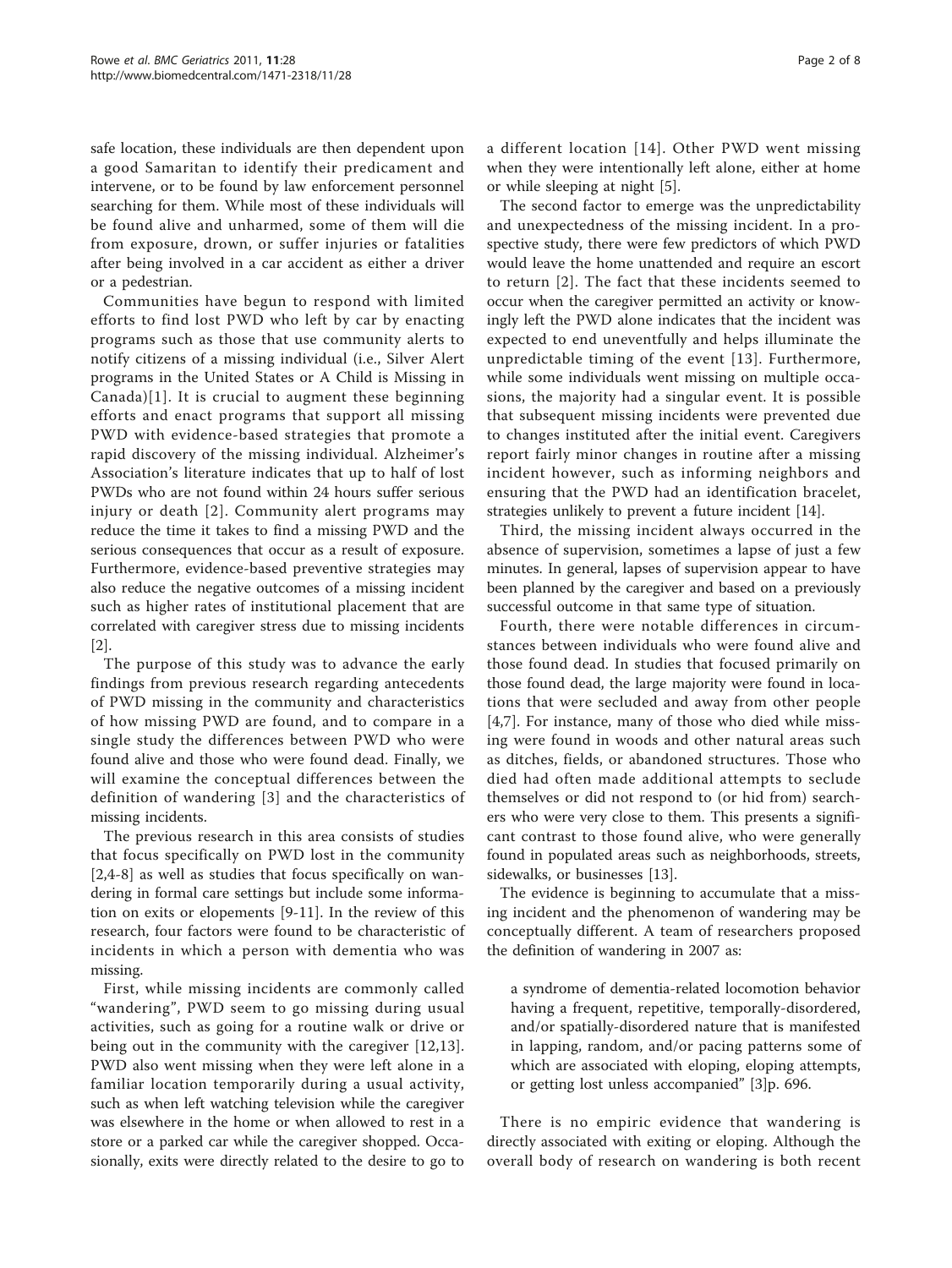safe location, these individuals are then dependent upon a good Samaritan to identify their predicament and intervene, or to be found by law enforcement personnel searching for them. While most of these individuals will be found alive and unharmed, some of them will die from exposure, drown, or suffer injuries or fatalities after being involved in a car accident as either a driver or a pedestrian.

Communities have begun to respond with limited efforts to find lost PWD who left by car by enacting programs such as those that use community alerts to notify citizens of a missing individual (i.e., Silver Alert programs in the United States or A Child is Missing in Canada)[1]. It is crucial to augment these beginning efforts and enact programs that support all missing PWD with evidence-based strategies that promote a rapid discovery of the missing individual. Alzheimer's Association's literature indicates that up to half of lost PWDs who are not found within 24 hours suffer serious injury or death [2]. Community alert programs may reduce the time it takes to find a missing PWD and the serious consequences that occur as a result of exposure. Furthermore, evidence-based preventive strategies may also reduce the negative outcomes of a missing incident such as higher rates of institutional placement that are correlated with caregiver stress due to missing incidents [2].

The purpose of this study was to advance the early findings from previous research regarding antecedents of PWD missing in the community and characteristics of how missing PWD are found, and to compare in a single study the differences between PWD who were found alive and those who were found dead. Finally, we will examine the conceptual differences between the definition of wandering [3] and the characteristics of missing incidents.

The previous research in this area consists of studies that focus specifically on PWD lost in the community [2,4-8] as well as studies that focus specifically on wandering in formal care settings but include some information on exits or elopements [9-11]. In the review of this research, four factors were found to be characteristic of incidents in which a person with dementia who was missing.

First, while missing incidents are commonly called "wandering", PWD seem to go missing during usual activities, such as going for a routine walk or drive or being out in the community with the caregiver [12,13]. PWD also went missing when they were left alone in a familiar location temporarily during a usual activity, such as when left watching television while the caregiver was elsewhere in the home or when allowed to rest in a store or a parked car while the caregiver shopped. Occasionally, exits were directly related to the desire to go to a different location [14]. Other PWD went missing when they were intentionally left alone, either at home or while sleeping at night [5].

The second factor to emerge was the unpredictability and unexpectedness of the missing incident. In a prospective study, there were few predictors of which PWD would leave the home unattended and require an escort to return [2]. The fact that these incidents seemed to occur when the caregiver permitted an activity or knowingly left the PWD alone indicates that the incident was expected to end uneventfully and helps illuminate the unpredictable timing of the event [13]. Furthermore, while some individuals went missing on multiple occasions, the majority had a singular event. It is possible that subsequent missing incidents were prevented due to changes instituted after the initial event. Caregivers report fairly minor changes in routine after a missing incident however, such as informing neighbors and ensuring that the PWD had an identification bracelet, strategies unlikely to prevent a future incident [14].

Third, the missing incident always occurred in the absence of supervision, sometimes a lapse of just a few minutes. In general, lapses of supervision appear to have been planned by the caregiver and based on a previously successful outcome in that same type of situation.

Fourth, there were notable differences in circumstances between individuals who were found alive and those found dead. In studies that focused primarily on those found dead, the large majority were found in locations that were secluded and away from other people [4,7]. For instance, many of those who died while missing were found in woods and other natural areas such as ditches, fields, or abandoned structures. Those who died had often made additional attempts to seclude themselves or did not respond to (or hid from) searchers who were very close to them. This presents a significant contrast to those found alive, who were generally found in populated areas such as neighborhoods, streets, sidewalks, or businesses [13].

The evidence is beginning to accumulate that a missing incident and the phenomenon of wandering may be conceptually different. A team of researchers proposed the definition of wandering in 2007 as:

> a syndrome of dementia-related locomotion behavior having a frequent, repetitive, temporally-disordered, and/or spatially-disordered nature that is manifested in lapping, random, and/or pacing patterns some of which are associated with eloping, eloping attempts, or getting lost unless accompanied" [3]p. 696.

There is no empiric evidence that wandering is directly associated with exiting or eloping. Although the overall body of research on wandering is both recent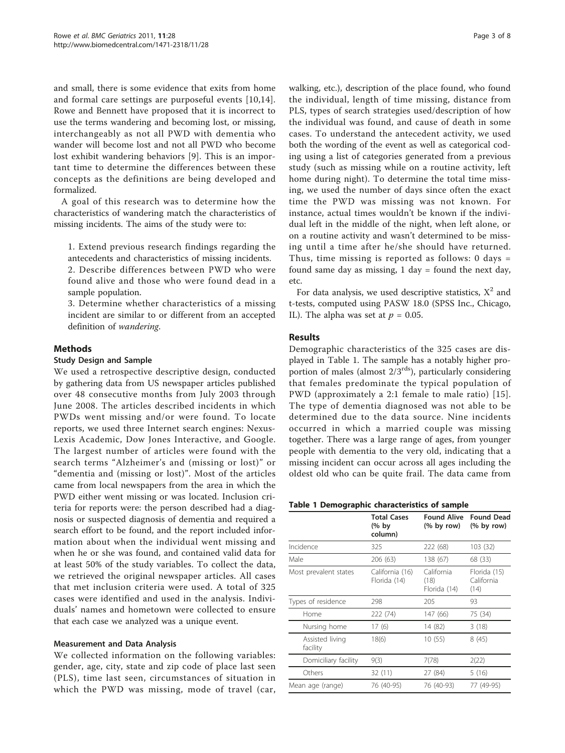and small, there is some evidence that exits from home and formal care settings are purposeful events [10,14]. Rowe and Bennett have proposed that it is incorrect to use the terms wandering and becoming lost, or missing, interchangeably as not all PWD with dementia who wander will become lost and not all PWD who become lost exhibit wandering behaviors [9]. This is an important time to determine the differences between these concepts as the definitions are being developed and formalized.

A goal of this research was to determine how the characteristics of wandering match the characteristics of missing incidents. The aims of the study were to:

1. Extend previous research findings regarding the antecedents and characteristics of missing incidents.
2. Describe differences between PWD who were found alive and those who were found dead in a sample population.
3. Determine whether characteristics of a missing incident are similar to or different from an accepted definition of *wandering*.

## Methods

### Study Design and Sample

We used a retrospective descriptive design, conducted by gathering data from US newspaper articles published over 48 consecutive months from July 2003 through June 2008. The articles described incidents in which PWDs went missing and/or were found. To locate reports, we used three Internet search engines: Nexus-Lexis Academic, Dow Jones Interactive, and Google. The largest number of articles were found with the search terms "Alzheimer's and (missing or lost)" or "dementia and (missing or lost)". Most of the articles came from local newspapers from the area in which the PWD either went missing or was located. Inclusion criteria for reports were: the person described had a diagnosis or suspected diagnosis of dementia and required a search effort to be found, and the report included information about when the individual went missing and when he or she was found, and contained valid data for at least 50% of the study variables. To collect the data, we retrieved the original newspaper articles. All cases that met inclusion criteria were used. A total of 325 cases were identified and used in the analysis. Individuals' names and hometown were collected to ensure that each case we analyzed was a unique event.

### Measurement and Data Analysis

We collected information on the following variables: gender, age, city, state and zip code of place last seen (PLS), time last seen, circumstances of situation in which the PWD was missing, mode of travel (car, walking, etc.), description of the place found, who found the individual, length of time missing, distance from PLS, types of search strategies used/description of how the individual was found, and cause of death in some cases. To understand the antecedent activity, we used both the wording of the event as well as categorical coding using a list of categories generated from a previous study (such as missing while on a routine activity, left home during night). To determine the total time missing, we used the number of days since often the exact time the PWD was missing was not known. For instance, actual times wouldn't be known if the individual left in the middle of the night, when left alone, or on a routine activity and wasn't determined to be missing until a time after he/she should have returned. Thus, time missing is reported as follows: 0 days = found same day as missing, 1 day = found the next day, etc.

For data analysis, we used descriptive statistics, $X^2$ and t-tests, computed using PASW 18.0 (SPSS Inc., Chicago, IL). The alpha was set at $p$ = 0.05.

## Results

Demographic characteristics of the 325 cases are displayed in Table 1. The sample has a notably higher proportion of males (almost 2/3[rds]), particularly considering that females predominate the typical population of PWD (approximately a 2:1 female to male ratio) [15]. The type of dementia diagnosed was not able to be determined due to the data source. Nine incidents occurred in which a married couple was missing together. There was a large range of ages, from younger people with dementia to the very old, indicating that a missing incident can occur across all ages including the oldest old who can be quite frail. The data came from

**Table 1 Demographic characteristics of sample**

| | Total Cases (% by column) | Found Alive (% by row) | Found Dead (% by row) |
|---|---|---|---|
| Incidence | 325 | 222 (68) | 103 (32) |
| Male | 206 (63) | 138 (67) | 68 (33) |
| Most prevalent states | California (16) Florida (14) | California (18) Florida (14) | Florida (15) California (14) |
| Types of residence | 298 | 205 | 93 |
| Home | 222 (74) | 147 (66) | 75 (34) |
| Nursing home | 17 (6) | 14 (82) | 3 (18) |
| Assisted living facility | 18(6) | 10 (55) | 8 (45) |
| Domiciliary facility | 9(3) | 7(78) | 2(22) |
| Others | 32 (11) | 27 (84) | 5 (16) |
| Mean age (range) | 76 (40-95) | 76 (40-93) | 77 (49-95) |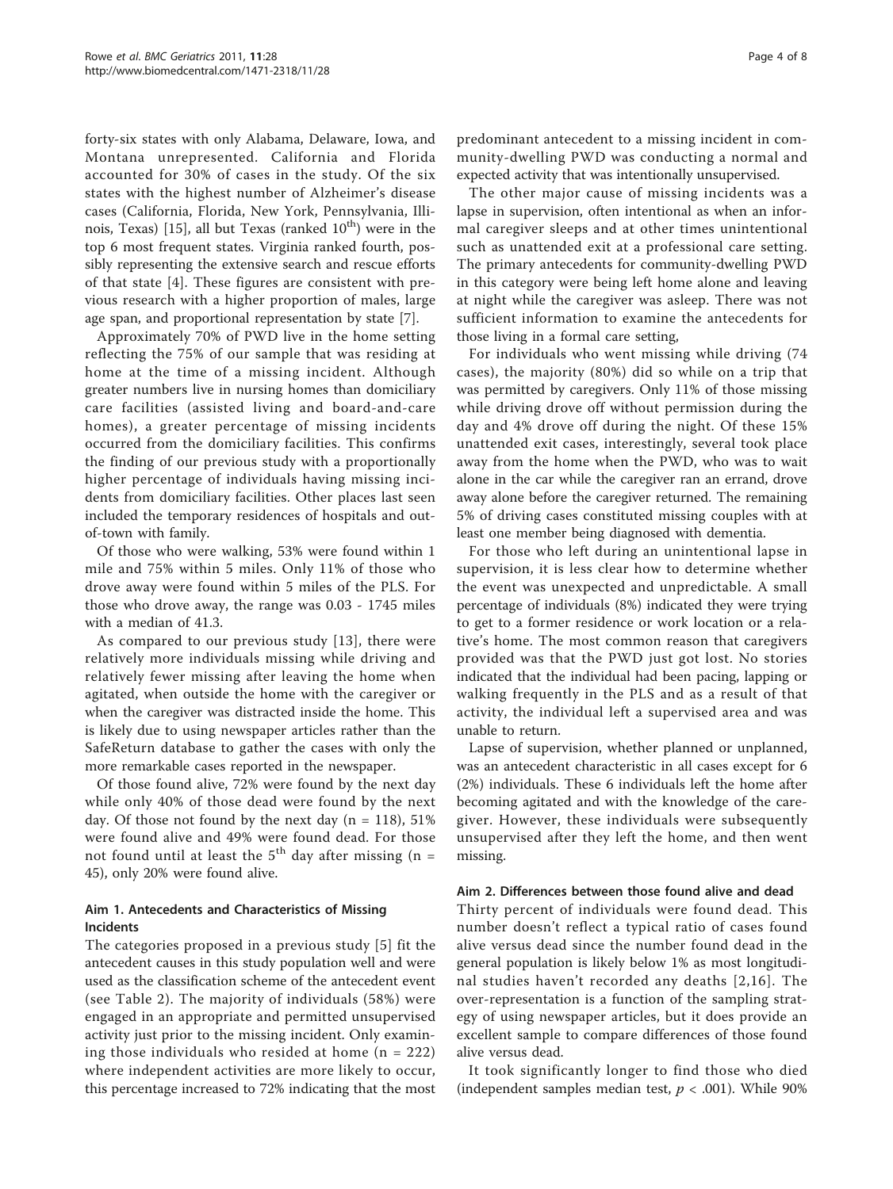forty-six states with only Alabama, Delaware, Iowa, and Montana unrepresented. California and Florida accounted for 30% of cases in the study. Of the six states with the highest number of Alzheimer's disease cases (California, Florida, New York, Pennsylvania, Illinois, Texas) [15], all but Texas (ranked 10[th]) were in the top 6 most frequent states. Virginia ranked fourth, possibly representing the extensive search and rescue efforts of that state [4]. These figures are consistent with previous research with a higher proportion of males, large age span, and proportional representation by state [7].

Approximately 70% of PWD live in the home setting reflecting the 75% of our sample that was residing at home at the time of a missing incident. Although greater numbers live in nursing homes than domiciliary care facilities (assisted living and board-and-care homes), a greater percentage of missing incidents occurred from the domiciliary facilities. This confirms the finding of our previous study with a proportionally higher percentage of individuals having missing incidents from domiciliary facilities. Other places last seen included the temporary residences of hospitals and out-of-town with family.

Of those who were walking, 53% were found within 1 mile and 75% within 5 miles. Only 11% of those who drove away were found within 5 miles of the PLS. For those who drove away, the range was 0.03 - 1745 miles with a median of 41.3.

As compared to our previous study [13], there were relatively more individuals missing while driving and relatively fewer missing after leaving the home when agitated, when outside the home with the caregiver or when the caregiver was distracted inside the home. This is likely due to using newspaper articles rather than the SafeReturn database to gather the cases with only the more remarkable cases reported in the newspaper.

Of those found alive, 72% were found by the next day while only 40% of those dead were found by the next day. Of those not found by the next day (n = 118), 51% were found alive and 49% were found dead. For those not found until at least the 5[th] day after missing (n = 45), only 20% were found alive.

### Aim 1. Antecedents and Characteristics of Missing Incidents

The categories proposed in a previous study [5] fit the antecedent causes in this study population well and were used as the classification scheme of the antecedent event (see Table 2). The majority of individuals (58%) were engaged in an appropriate and permitted unsupervised activity just prior to the missing incident. Only examining those individuals who resided at home (n = 222) where independent activities are more likely to occur, this percentage increased to 72% indicating that the most predominant antecedent to a missing incident in community-dwelling PWD was conducting a normal and expected activity that was intentionally unsupervised.

The other major cause of missing incidents was a lapse in supervision, often intentional as when an informal caregiver sleeps and at other times unintentional such as unattended exit at a professional care setting. The primary antecedents for community-dwelling PWD in this category were being left home alone and leaving at night while the caregiver was asleep. There was not sufficient information to examine the antecedents for those living in a formal care setting,

For individuals who went missing while driving (74 cases), the majority (80%) did so while on a trip that was permitted by caregivers. Only 11% of those missing while driving drove off without permission during the day and 4% drove off during the night. Of these 15% unattended exit cases, interestingly, several took place away from the home when the PWD, who was to wait alone in the car while the caregiver ran an errand, drove away alone before the caregiver returned. The remaining 5% of driving cases constituted missing couples with at least one member being diagnosed with dementia.

For those who left during an unintentional lapse in supervision, it is less clear how to determine whether the event was unexpected and unpredictable. A small percentage of individuals (8%) indicated they were trying to get to a former residence or work location or a relative's home. The most common reason that caregivers provided was that the PWD just got lost. No stories indicated that the individual had been pacing, lapping or walking frequently in the PLS and as a result of that activity, the individual left a supervised area and was unable to return.

Lapse of supervision, whether planned or unplanned, was an antecedent characteristic in all cases except for 6 (2%) individuals. These 6 individuals left the home after becoming agitated and with the knowledge of the caregiver. However, these individuals were subsequently unsupervised after they left the home, and then went missing.

### Aim 2. Differences between those found alive and dead

Thirty percent of individuals were found dead. This number doesn't reflect a typical ratio of cases found alive versus dead since the number found dead in the general population is likely below 1% as most longitudinal studies haven't recorded any deaths [2,16]. The over-representation is a function of the sampling strategy of using newspaper articles, but it does provide an excellent sample to compare differences of those found alive versus dead.

It took significantly longer to find those who died (independent samples median test, $p < .001$). While 90%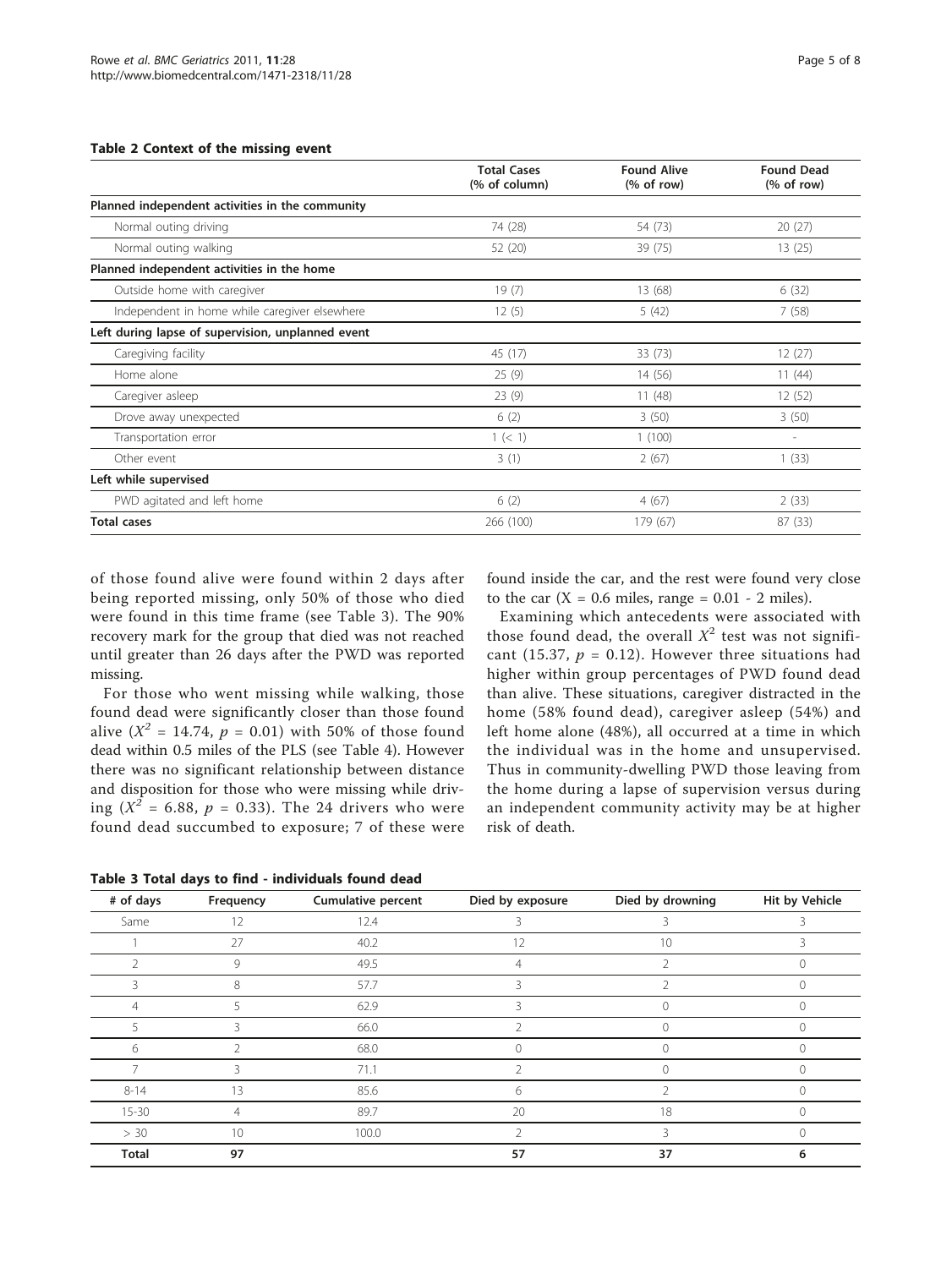**Table 2 Context of the missing event**

| | Total Cases (% of column) | Found Alive (% of row) | Found Dead (% of row) |
|---|---|---|---|
| **Planned independent activities in the community** | | | |
| Normal outing driving | 74 (28) | 54 (73) | 20 (27) |
| Normal outing walking | 52 (20) | 39 (75) | 13 (25) |
| **Planned independent activities in the home** | | | |
| Outside home with caregiver | 19 (7) | 13 (68) | 6 (32) |
| Independent in home while caregiver elsewhere | 12 (5) | 5 (42) | 7 (58) |
| **Left during lapse of supervision, unplanned event** | | | |
| Caregiving facility | 45 (17) | 33 (73) | 12 (27) |
| Home alone | 25 (9) | 14 (56) | 11 (44) |
| Caregiver asleep | 23 (9) | 11 (48) | 12 (52) |
| Drove away unexpected | 6 (2) | 3 (50) | 3 (50) |
| Transportation error | 1 (< 1) | 1 (100) | - |
| Other event | 3 (1) | 2 (67) | 1 (33) |
| **Left while supervised** | | | |
| PWD agitated and left home | 6 (2) | 4 (67) | 2 (33) |
| **Total cases** | 266 (100) | 179 (67) | 87 (33) |

of those found alive were found within 2 days after being reported missing, only 50% of those who died were found in this time frame (see Table 3). The 90% recovery mark for the group that died was not reached until greater than 26 days after the PWD was reported missing.

For those who went missing while walking, those found dead were significantly closer than those found alive ($X^2$ = 14.74, $p$ = 0.01) with 50% of those found dead within 0.5 miles of the PLS (see Table 4). However there was no significant relationship between distance and disposition for those who were missing while driving ($X^2$ = 6.88, $p$ = 0.33). The 24 drivers who were found dead succumbed to exposure; 7 of these were found inside the car, and the rest were found very close to the car (X = 0.6 miles, range = 0.01 - 2 miles).

Examining which antecedents were associated with those found dead, the overall $X^2$ test was not significant (15.37, $p$ = 0.12). However three situations had higher within group percentages of PWD found dead than alive. These situations, caregiver distracted in the home (58% found dead), caregiver asleep (54%) and left home alone (48%), all occurred at a time in which the individual was in the home and unsupervised. Thus in community-dwelling PWD those leaving from the home during a lapse of supervision versus during an independent community activity may be at higher risk of death.

**Table 3 Total days to find - individuals found dead**

| # of days | Frequency | Cumulative percent | Died by exposure | Died by drowning | Hit by Vehicle |
|---|---|---|---|---|---|
| Same | 12 | 12.4 | 3 | 3 | 3 |
| 1 | 27 | 40.2 | 12 | 10 | 3 |
| 2 | 9 | 49.5 | 4 | 2 | 0 |
| 3 | 8 | 57.7 | 3 | 2 | 0 |
| 4 | 5 | 62.9 | 3 | 0 | 0 |
| 5 | 3 | 66.0 | 2 | 0 | 0 |
| 6 | 2 | 68.0 | 0 | 0 | 0 |
| 7 | 3 | 71.1 | 2 | 0 | 0 |
| 8-14 | 13 | 85.6 | 6 | 2 | 0 |
| 15-30 | 4 | 89.7 | 20 | 18 | 0 |
| > 30 | 10 | 100.0 | 2 | 3 | 0 |
| **Total** | **97** | | **57** | **37** | **6** |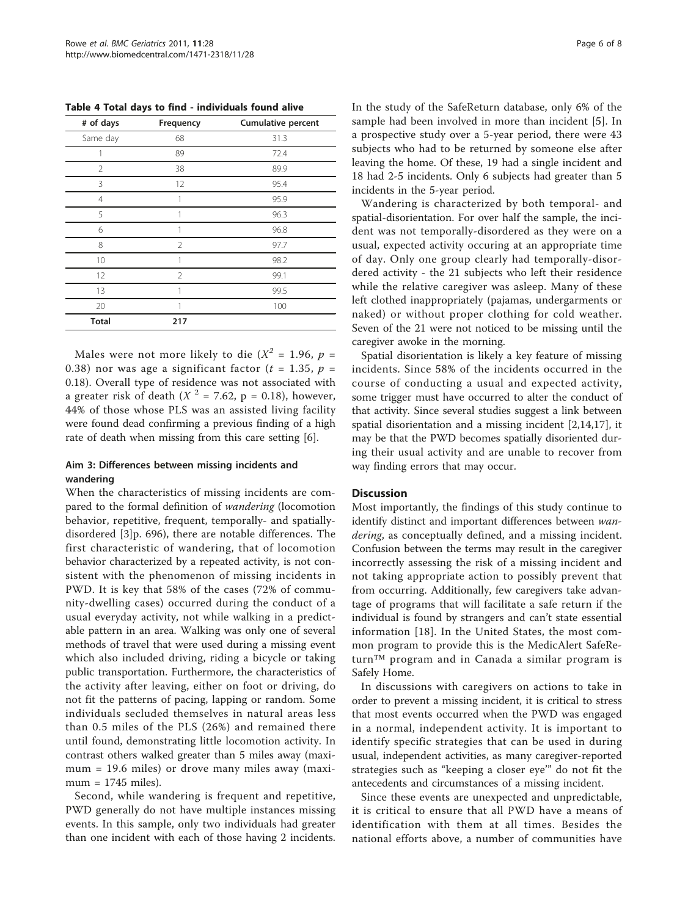**Table 4 Total days to find - individuals found alive**

| # of days | Frequency | Cumulative percent |
|---|---|---|
| Same day | 68 | 31.3 |
| 1 | 89 | 72.4 |
| 2 | 38 | 89.9 |
| 3 | 12 | 95.4 |
| 4 | 1 | 95.9 |
| 5 | 1 | 96.3 |
| 6 | 1 | 96.8 |
| 8 | 2 | 97.7 |
| 10 | 1 | 98.2 |
| 12 | 2 | 99.1 |
| 13 | 1 | 99.5 |
| 20 | 1 | 100 |
| **Total** | **217** | |

Males were not more likely to die ($X^2$ = 1.96, $p$ = 0.38) nor was age a significant factor ($t$ = 1.35, $p$ = 0.18). Overall type of residence was not associated with a greater risk of death ($X^2$ = 7.62, p = 0.18), however, 44% of those whose PLS was an assisted living facility were found dead confirming a previous finding of a high rate of death when missing from this care setting [6].

### Aim 3: Differences between missing incidents and wandering

When the characteristics of missing incidents are compared to the formal definition of *wandering* (locomotion behavior, repetitive, frequent, temporally- and spatially-disordered [3]p. 696), there are notable differences. The first characteristic of wandering, that of locomotion behavior characterized by a repeated activity, is not consistent with the phenomenon of missing incidents in PWD. It is key that 58% of the cases (72% of community-dwelling cases) occurred during the conduct of a usual everyday activity, not while walking in a predictable pattern in an area. Walking was only one of several methods of travel that were used during a missing event which also included driving, riding a bicycle or taking public transportation. Furthermore, the characteristics of the activity after leaving, either on foot or driving, do not fit the patterns of pacing, lapping or random. Some individuals secluded themselves in natural areas less than 0.5 miles of the PLS (26%) and remained there until found, demonstrating little locomotion activity. In contrast others walked greater than 5 miles away (maximum = 19.6 miles) or drove many miles away (maximum = 1745 miles).

Second, while wandering is frequent and repetitive, PWD generally do not have multiple instances missing events. In this sample, only two individuals had greater than one incident with each of those having 2 incidents. In the study of the SafeReturn database, only 6% of the sample had been involved in more than incident [5]. In a prospective study over a 5-year period, there were 43 subjects who had to be returned by someone else after leaving the home. Of these, 19 had a single incident and 18 had 2-5 incidents. Only 6 subjects had greater than 5 incidents in the 5-year period.

Wandering is characterized by both temporal- and spatial-disorientation. For over half the sample, the incident was not temporally-disordered as they were on a usual, expected activity occuring at an appropriate time of day. Only one group clearly had temporally-disordered activity - the 21 subjects who left their residence while the relative caregiver was asleep. Many of these left clothed inappropriately (pajamas, undergarments or naked) or without proper clothing for cold weather. Seven of the 21 were not noticed to be missing until the caregiver awoke in the morning.

Spatial disorientation is likely a key feature of missing incidents. Since 58% of the incidents occurred in the course of conducting a usual and expected activity, some trigger must have occurred to alter the conduct of that activity. Since several studies suggest a link between spatial disorientation and a missing incident [2,14,17], it may be that the PWD becomes spatially disoriented during their usual activity and are unable to recover from way finding errors that may occur.

## Discussion

Most importantly, the findings of this study continue to identify distinct and important differences between *wandering*, as conceptually defined, and a missing incident. Confusion between the terms may result in the caregiver incorrectly assessing the risk of a missing incident and not taking appropriate action to possibly prevent that from occurring. Additionally, few caregivers take advantage of programs that will facilitate a safe return if the individual is found by strangers and can't state essential information [18]. In the United States, the most common program to provide this is the MedicAlert SafeReturn™ program and in Canada a similar program is Safely Home.

In discussions with caregivers on actions to take in order to prevent a missing incident, it is critical to stress that most events occurred when the PWD was engaged in a normal, independent activity. It is important to identify specific strategies that can be used in during usual, independent activities, as many caregiver-reported strategies such as "keeping a closer eye'" do not fit the antecedents and circumstances of a missing incident.

Since these events are unexpected and unpredictable, it is critical to ensure that all PWD have a means of identification with them at all times. Besides the national efforts above, a number of communities have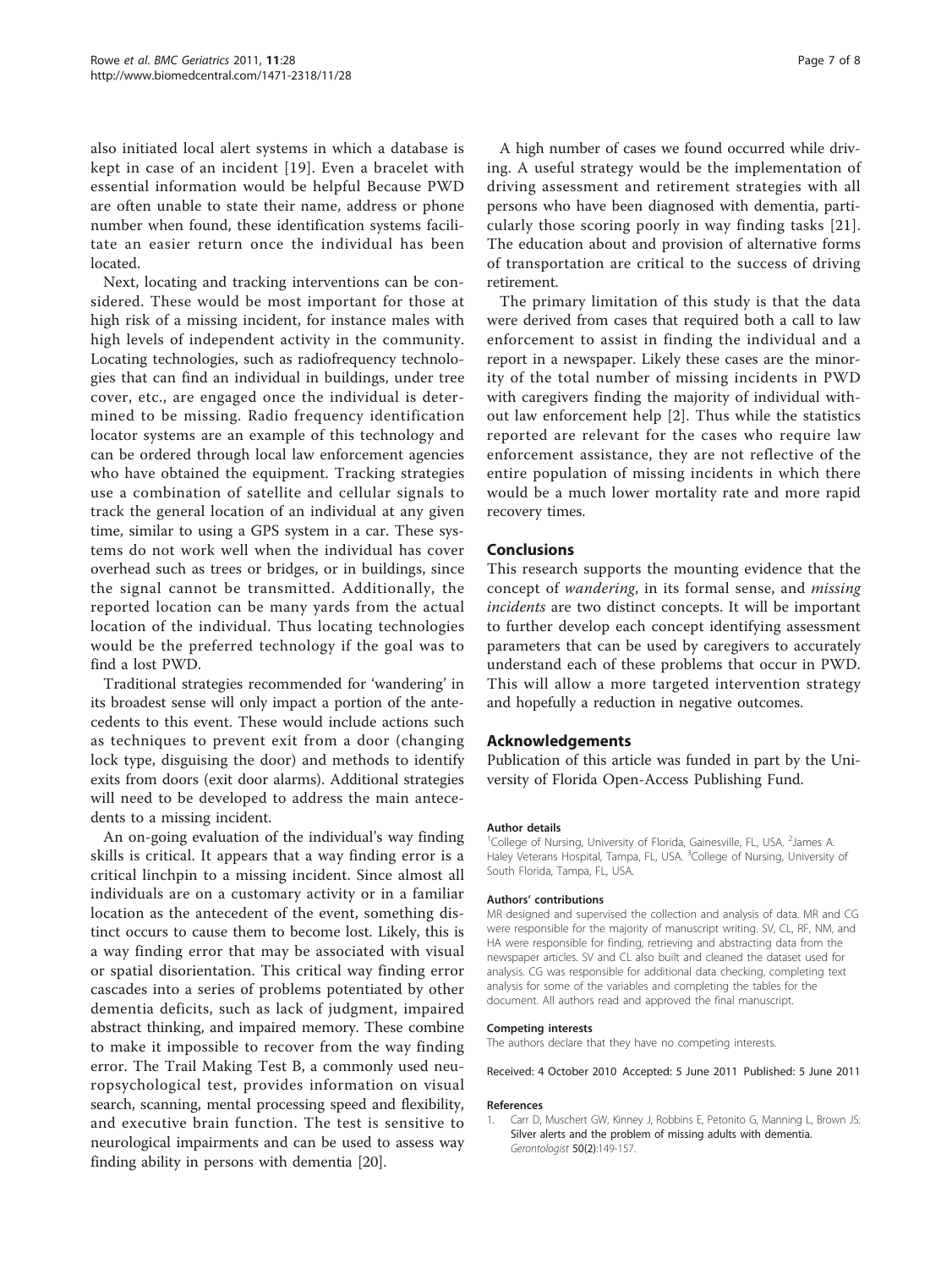also initiated local alert systems in which a database is kept in case of an incident [19]. Even a bracelet with essential information would be helpful Because PWD are often unable to state their name, address or phone number when found, these identification systems facilitate an easier return once the individual has been located.

Next, locating and tracking interventions can be considered. These would be most important for those at high risk of a missing incident, for instance males with high levels of independent activity in the community. Locating technologies, such as radiofrequency technologies that can find an individual in buildings, under tree cover, etc., are engaged once the individual is determined to be missing. Radio frequency identification locator systems are an example of this technology and can be ordered through local law enforcement agencies who have obtained the equipment. Tracking strategies use a combination of satellite and cellular signals to track the general location of an individual at any given time, similar to using a GPS system in a car. These systems do not work well when the individual has cover overhead such as trees or bridges, or in buildings, since the signal cannot be transmitted. Additionally, the reported location can be many yards from the actual location of the individual. Thus locating technologies would be the preferred technology if the goal was to find a lost PWD.

Traditional strategies recommended for 'wandering' in its broadest sense will only impact a portion of the antecedents to this event. These would include actions such as techniques to prevent exit from a door (changing lock type, disguising the door) and methods to identify exits from doors (exit door alarms). Additional strategies will need to be developed to address the main antecedents to a missing incident.

An on-going evaluation of the individual's way finding skills is critical. It appears that a way finding error is a critical linchpin to a missing incident. Since almost all individuals are on a customary activity or in a familiar location as the antecedent of the event, something distinct occurs to cause them to become lost. Likely, this is a way finding error that may be associated with visual or spatial disorientation. This critical way finding error cascades into a series of problems potentiated by other dementia deficits, such as lack of judgment, impaired abstract thinking, and impaired memory. These combine to make it impossible to recover from the way finding error. The Trail Making Test B, a commonly used neuropsychological test, provides information on visual search, scanning, mental processing speed and flexibility, and executive brain function. The test is sensitive to neurological impairments and can be used to assess way finding ability in persons with dementia [20].

A high number of cases we found occurred while driving. A useful strategy would be the implementation of driving assessment and retirement strategies with all persons who have been diagnosed with dementia, particularly those scoring poorly in way finding tasks [21]. The education about and provision of alternative forms of transportation are critical to the success of driving retirement.

The primary limitation of this study is that the data were derived from cases that required both a call to law enforcement to assist in finding the individual and a report in a newspaper. Likely these cases are the minority of the total number of missing incidents in PWD with caregivers finding the majority of individual without law enforcement help [2]. Thus while the statistics reported are relevant for the cases who require law enforcement assistance, they are not reflective of the entire population of missing incidents in which there would be a much lower mortality rate and more rapid recovery times.

## Conclusions

This research supports the mounting evidence that the concept of *wandering*, in its formal sense, and *missing incidents* are two distinct concepts. It will be important to further develop each concept identifying assessment parameters that can be used by caregivers to accurately understand each of these problems that occur in PWD. This will allow a more targeted intervention strategy and hopefully a reduction in negative outcomes.

## Acknowledgements

Publication of this article was funded in part by the University of Florida Open-Access Publishing Fund.

#### Author details

[1]College of Nursing, University of Florida, Gainesville, FL, USA. [2]James A. Haley Veterans Hospital, Tampa, FL, USA. [3]College of Nursing, University of South Florida, Tampa, FL, USA.

#### Authors' contributions

MR designed and supervised the collection and analysis of data. MR and CG were responsible for the majority of manuscript writing. SV, CL, RF, NM, and HA were responsible for finding, retrieving and abstracting data from the newspaper articles. SV and CL also built and cleaned the dataset used for analysis. CG was responsible for additional data checking, completing text analysis for some of the variables and completing the tables for the document. All authors read and approved the final manuscript.

#### Competing interests

The authors declare that they have no competing interests.

Received: 4 October 2010 Accepted: 5 June 2011 Published: 5 June 2011

#### References

1. Carr D, Muschert GW, Kinney J, Robbins E, Petonito G, Manning L, Brown JS: Silver alerts and the problem of missing adults with dementia. *Gerontologist* **50(2)**:149-157.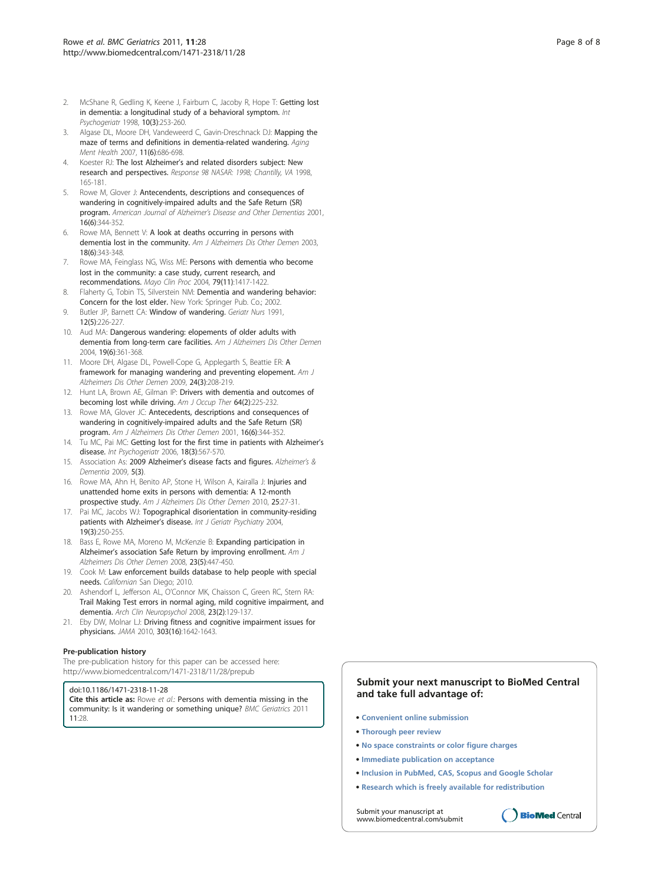2. McShane R, Gedling K, Keene J, Fairburn C, Jacoby R, Hope T: **Getting lost in dementia: a longitudinal study of a behavioral symptom.** *Int Psychogeriatr* 1998, **10(3)**:253-260.
3. Algase DL, Moore DH, Vandeweerd C, Gavin-Dreschnack DJ: **Mapping the maze of terms and definitions in dementia-related wandering.** *Aging Ment Health* 2007, **11(6)**:686-698.
4. Koester RJ: **The lost Alzheimer's and related disorders subject: New research and perspectives.** *Response 98 NASAR: 1998; Chantilly, VA* 1998, 165-181.
5. Rowe M, Glover J: **Antecendents, descriptions and consequences of wandering in cognitively-impaired adults and the Safe Return (SR) program.** *American Journal of Alzheimer's Disease and Other Dementias* 2001, **16(6)**:344-352.
6. Rowe MA, Bennett V: **A look at deaths occurring in persons with dementia lost in the community.** *Am J Alzheimers Dis Other Demen* 2003, **18(6)**:343-348.
7. Rowe MA, Feinglass NG, Wiss ME: **Persons with dementia who become lost in the community: a case study, current research, and recommendations.** *Mayo Clin Proc* 2004, **79(11)**:1417-1422.
8. Flaherty G, Tobin TS, Silverstein NM: **Dementia and wandering behavior: Concern for the lost elder.** New York: Springer Pub. Co.; 2002.
9. Butler JP, Barnett CA: **Window of wandering.** *Geriatr Nurs* 1991, **12(5)**:226-227.
10. Aud MA: **Dangerous wandering: elopements of older adults with dementia from long-term care facilities.** *Am J Alzheimers Dis Other Demen* 2004, **19(6)**:361-368.
11. Moore DH, Algase DL, Powell-Cope G, Applegarth S, Beattie ER: **A framework for managing wandering and preventing elopement.** *Am J Alzheimers Dis Other Demen* 2009, **24(3)**:208-219.
12. Hunt LA, Brown AE, Gilman IP: **Drivers with dementia and outcomes of becoming lost while driving.** *Am J Occup Ther* **64(2)**:225-232.
13. Rowe MA, Glover JC: **Antecedents, descriptions and consequences of wandering in cognitively-impaired adults and the Safe Return (SR) program.** *Am J Alzheimers Dis Other Demen* 2001, **16(6)**:344-352.
14. Tu MC, Pai MC: **Getting lost for the first time in patients with Alzheimer's disease.** *Int Psychogeriatr* 2006, **18(3)**:567-570.
15. Association As: **2009 Alzheimer's disease facts and figures.** *Alzheimer's & Dementia* 2009, **5(3)**.
16. Rowe MA, Ahn H, Benito AP, Stone H, Wilson A, Kairalla J: **Injuries and unattended home exits in persons with dementia: A 12-month prospective study.** *Am J Alzheimers Dis Other Demen* 2010, **25**:27-31.
17. Pai MC, Jacobs WJ: **Topographical disorientation in community-residing patients with Alzheimer's disease.** *Int J Geriatr Psychiatry* 2004, **19(3)**:250-255.
18. Bass E, Rowe MA, Moreno M, McKenzie B: **Expanding participation in Alzheimer's association Safe Return by improving enrollment.** *Am J Alzheimers Dis Other Demen* 2008, **23(5)**:447-450.
19. Cook M: **Law enforcement builds database to help people with special needs.** *Californian* San Diego; 2010.
20. Ashendorf L, Jefferson AL, O'Connor MK, Chaisson C, Green RC, Stern RA: **Trail Making Test errors in normal aging, mild cognitive impairment, and dementia.** *Arch Clin Neuropsychol* 2008, **23(2)**:129-137.
21. Eby DW, Molnar LJ: **Driving fitness and cognitive impairment issues for physicians.** *JAMA* 2010, **303(16)**:1642-1643.

### Pre-publication history

The pre-publication history for this paper can be accessed here:
http://www.biomedcentral.com/1471-2318/11/28/prepub

doi:10.1186/1471-2318-11-28

**Cite this article as:** Rowe *et al.*: Persons with dementia missing in the community: Is it wandering or something unique? *BMC Geriatrics* 2011 11:28.

**Submit your next manuscript to BioMed Central and take full advantage of:**

- **Convenient online submission**
- **Thorough peer review**
- **No space constraints or color figure charges**
- **Immediate publication on acceptance**
- **Inclusion in PubMed, CAS, Scopus and Google Scholar**
- **Research which is freely available for redistribution**

Submit your manuscript at
www.biomedcentral.com/submit

BioMed Central